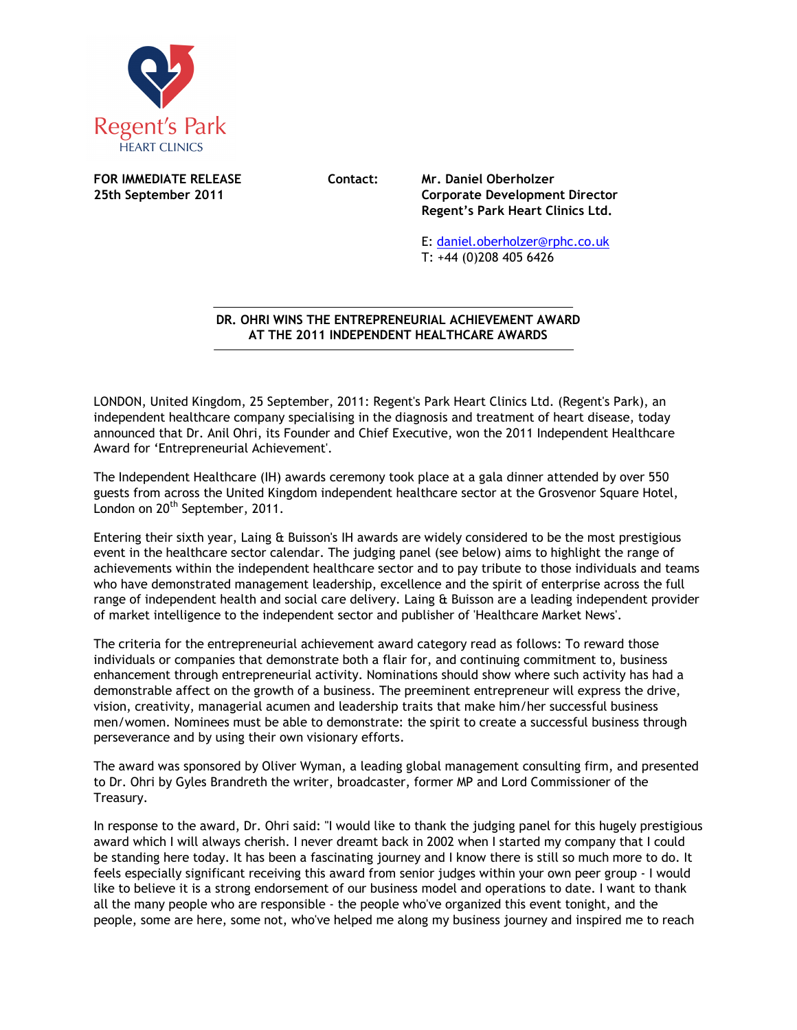Regent's Park
HEART CLINICS

**FOR IMMEDIATE RELEASE**
**25th September 2011**

**Contact:** **Mr. Daniel Oberholzer**
**Corporate Development Director**
**Regent's Park Heart Clinics Ltd.**

E: daniel.oberholzer@rphc.co.uk
T: +44 (0)208 405 6426

**DR. OHRI WINS THE ENTREPRENEURIAL ACHIEVEMENT AWARD AT THE 2011 INDEPENDENT HEALTHCARE AWARDS**

LONDON, United Kingdom, 25 September, 2011: Regent's Park Heart Clinics Ltd. (Regent's Park), an independent healthcare company specialising in the diagnosis and treatment of heart disease, today announced that Dr. Anil Ohri, its Founder and Chief Executive, won the 2011 Independent Healthcare Award for 'Entrepreneurial Achievement'.

The Independent Healthcare (IH) awards ceremony took place at a gala dinner attended by over 550 guests from across the United Kingdom independent healthcare sector at the Grosvenor Square Hotel, London on 20th September, 2011.

Entering their sixth year, Laing & Buisson's IH awards are widely considered to be the most prestigious event in the healthcare sector calendar. The judging panel (see below) aims to highlight the range of achievements within the independent healthcare sector and to pay tribute to those individuals and teams who have demonstrated management leadership, excellence and the spirit of enterprise across the full range of independent health and social care delivery. Laing & Buisson are a leading independent provider of market intelligence to the independent sector and publisher of 'Healthcare Market News'.

The criteria for the entrepreneurial achievement award category read as follows: To reward those individuals or companies that demonstrate both a flair for, and continuing commitment to, business enhancement through entrepreneurial activity. Nominations should show where such activity has had a demonstrable affect on the growth of a business. The preeminent entrepreneur will express the drive, vision, creativity, managerial acumen and leadership traits that make him/her successful business men/women. Nominees must be able to demonstrate: the spirit to create a successful business through perseverance and by using their own visionary efforts.

The award was sponsored by Oliver Wyman, a leading global management consulting firm, and presented to Dr. Ohri by Gyles Brandreth the writer, broadcaster, former MP and Lord Commissioner of the Treasury.

In response to the award, Dr. Ohri said: "I would like to thank the judging panel for this hugely prestigious award which I will always cherish. I never dreamt back in 2002 when I started my company that I could be standing here today. It has been a fascinating journey and I know there is still so much more to do. It feels especially significant receiving this award from senior judges within your own peer group - I would like to believe it is a strong endorsement of our business model and operations to date. I want to thank all the many people who are responsible - the people who've organized this event tonight, and the people, some are here, some not, who've helped me along my business journey and inspired me to reach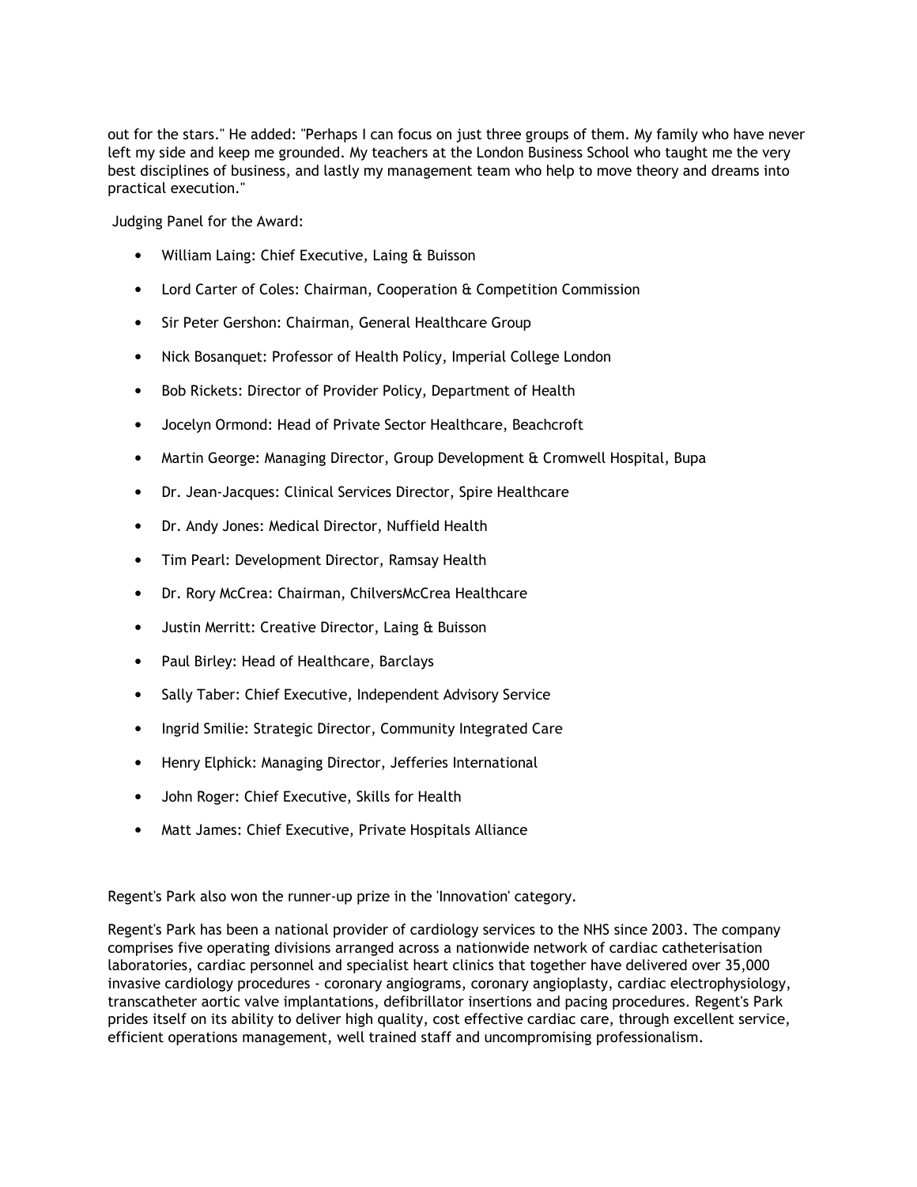out for the stars." He added: "Perhaps I can focus on just three groups of them. My family who have never left my side and keep me grounded. My teachers at the London Business School who taught me the very best disciplines of business, and lastly my management team who help to move theory and dreams into practical execution."

Judging Panel for the Award:

- William Laing: Chief Executive, Laing & Buisson
- Lord Carter of Coles: Chairman, Cooperation & Competition Commission
- Sir Peter Gershon: Chairman, General Healthcare Group
- Nick Bosanquet: Professor of Health Policy, Imperial College London
- Bob Rickets: Director of Provider Policy, Department of Health
- Jocelyn Ormond: Head of Private Sector Healthcare, Beachcroft
- Martin George: Managing Director, Group Development & Cromwell Hospital, Bupa
- Dr. Jean-Jacques: Clinical Services Director, Spire Healthcare
- Dr. Andy Jones: Medical Director, Nuffield Health
- Tim Pearl: Development Director, Ramsay Health
- Dr. Rory McCrea: Chairman, ChilversMcCrea Healthcare
- Justin Merritt: Creative Director, Laing & Buisson
- Paul Birley: Head of Healthcare, Barclays
- Sally Taber: Chief Executive, Independent Advisory Service
- Ingrid Smilie: Strategic Director, Community Integrated Care
- Henry Elphick: Managing Director, Jefferies International
- John Roger: Chief Executive, Skills for Health
- Matt James: Chief Executive, Private Hospitals Alliance

Regent's Park also won the runner-up prize in the 'Innovation' category.

Regent's Park has been a national provider of cardiology services to the NHS since 2003. The company comprises five operating divisions arranged across a nationwide network of cardiac catheterisation laboratories, cardiac personnel and specialist heart clinics that together have delivered over 35,000 invasive cardiology procedures - coronary angiograms, coronary angioplasty, cardiac electrophysiology, transcatheter aortic valve implantations, defibrillator insertions and pacing procedures. Regent's Park prides itself on its ability to deliver high quality, cost effective cardiac care, through excellent service, efficient operations management, well trained staff and uncompromising professionalism.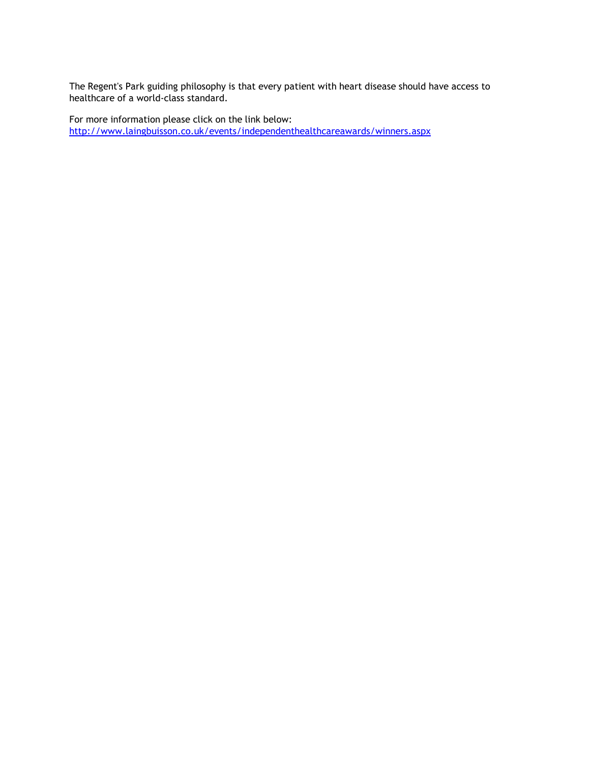The Regent's Park guiding philosophy is that every patient with heart disease should have access to healthcare of a world-class standard.

For more information please click on the link below:
http://www.laingbuisson.co.uk/events/independenthealthcareawards/winners.aspx